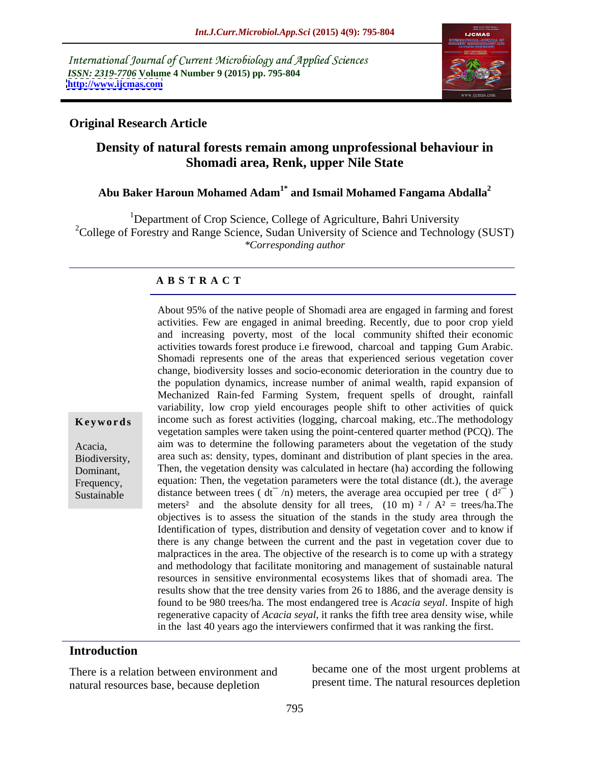International Journal of Current Microbiology and Applied Sciences
*ISSN: 2319-7706* **Volume 4 Number 9 (2015) pp. 795-804**
**http://www.ijcmas.com**

**Original Research Article**

# Density of natural forests remain among unprofessional behaviour in Shomadi area, Renk, upper Nile State

**Abu Baker Haroun Mohamed Adam[1*] and Ismail Mohamed Fangama Abdalla[2]**

[1]Department of Crop Science, College of Agriculture, Bahri University
[2]College of Forestry and Range Science, Sudan University of Science and Technology (SUST)
*\*Corresponding author*

## ABSTRACT

**Keywords**

Acacia, Biodiversity, Dominant, Frequency, Sustainable

About 95% of the native people of Shomadi area are engaged in farming and forest activities. Few are engaged in animal breeding. Recently, due to poor crop yield and increasing poverty, most of the local community shifted their economic activities towards forest produce i.e firewood, charcoal and tapping Gum Arabic. Shomadi represents one of the areas that experienced serious vegetation cover change, biodiversity losses and socio-economic deterioration in the country due to the population dynamics, increase number of animal wealth, rapid expansion of Mechanized Rain-fed Farming System, frequent spells of drought, rainfall variability, low crop yield encourages people shift to other activities of quick income such as forest activities (logging, charcoal making, etc..The methodology vegetation samples were taken using the point-centered quarter method (PCQ). The aim was to determine the following parameters about the vegetation of the study area such as: density, types, dominant and distribution of plant species in the area. Then, the vegetation density was calculated in hectare (ha) according the following equation: Then, the vegetation parameters were the total distance (dt.), the average distance between trees ( $\bar{dt}$ /n) meters, the average area occupied per tree ( $\bar{d^2}$ ) meters² and the absolute density for all trees, $(10\ m)^2 / A^2$ = trees/ha.The objectives is to assess the situation of the stands in the study area through the Identification of types, distribution and density of vegetation cover and to know if there is any change between the current and the past in vegetation cover due to malpractices in the area. The objective of the research is to come up with a strategy and methodology that facilitate monitoring and management of sustainable natural resources in sensitive environmental ecosystems likes that of shomadi area. The results show that the tree density varies from 26 to 1886, and the average density is found to be 980 trees/ha. The most endangered tree is *Acacia seyal*. Inspite of high regenerative capacity of *Acacia seyal,* it ranks the fifth tree area density wise, while in the last 40 years ago the interviewers confirmed that it was ranking the first.

## Introduction

There is a relation between environment and natural resources base, because depletion became one of the most urgent problems at present time. The natural resources depletion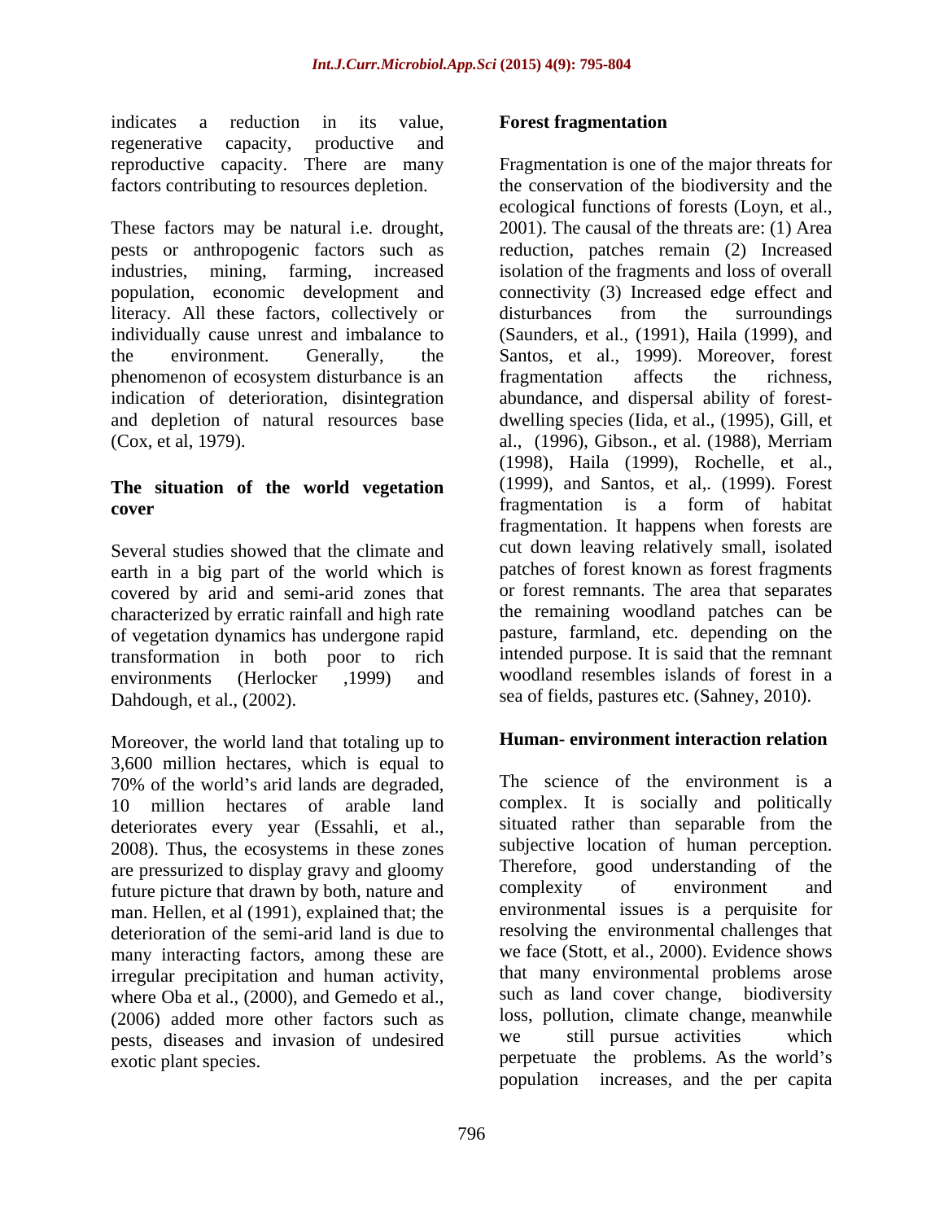indicates a reduction in its value, regenerative capacity, productive and reproductive capacity. There are many factors contributing to resources depletion.

These factors may be natural i.e. drought, pests or anthropogenic factors such as industries, mining, farming, increased population, economic development and literacy. All these factors, collectively or individually cause unrest and imbalance to the environment. Generally, the phenomenon of ecosystem disturbance is an indication of deterioration, disintegration and depletion of natural resources base (Cox, et al, 1979).

## The situation of the world vegetation cover

Several studies showed that the climate and earth in a big part of the world which is covered by arid and semi-arid zones that characterized by erratic rainfall and high rate of vegetation dynamics has undergone rapid transformation in both poor to rich environments (Herlocker ,1999) and Dahdough, et al., (2002).

Moreover, the world land that totaling up to 3,600 million hectares, which is equal to 70% of the world's arid lands are degraded, 10 million hectares of arable land deteriorates every year (Essahli, et al., 2008). Thus, the ecosystems in these zones are pressurized to display gravy and gloomy future picture that drawn by both, nature and man. Hellen, et al (1991), explained that; the deterioration of the semi-arid land is due to many interacting factors, among these are irregular precipitation and human activity, where Oba et al., (2000), and Gemedo et al., (2006) added more other factors such as pests, diseases and invasion of undesired exotic plant species.

## Forest fragmentation

Fragmentation is one of the major threats for the conservation of the biodiversity and the ecological functions of forests (Loyn, et al., 2001). The causal of the threats are: (1) Area reduction, patches remain (2) Increased isolation of the fragments and loss of overall connectivity (3) Increased edge effect and disturbances from the surroundings (Saunders, et al., (1991), Haila (1999), and Santos, et al., 1999). Moreover, forest fragmentation affects the richness, abundance, and dispersal ability of forest-dwelling species (Iida, et al., (1995), Gill, et al., (1996), Gibson., et al. (1988), Merriam (1998), Haila (1999), Rochelle, et al., (1999), and Santos, et al,. (1999). Forest fragmentation is a form of habitat fragmentation. It happens when forests are cut down leaving relatively small, isolated patches of forest known as forest fragments or forest remnants. The area that separates the remaining woodland patches can be pasture, farmland, etc. depending on the intended purpose. It is said that the remnant woodland resembles islands of forest in a sea of fields, pastures etc. (Sahney, 2010).

## Human- environment interaction relation

The science of the environment is a complex. It is socially and politically situated rather than separable from the subjective location of human perception. Therefore, good understanding of the complexity of environment and environmental issues is a perquisite for resolving the environmental challenges that we face (Stott, et al., 2000). Evidence shows that many environmental problems arose such as land cover change, biodiversity loss, pollution, climate change, meanwhile we still pursue activities which perpetuate the problems. As the world's population increases, and the per capita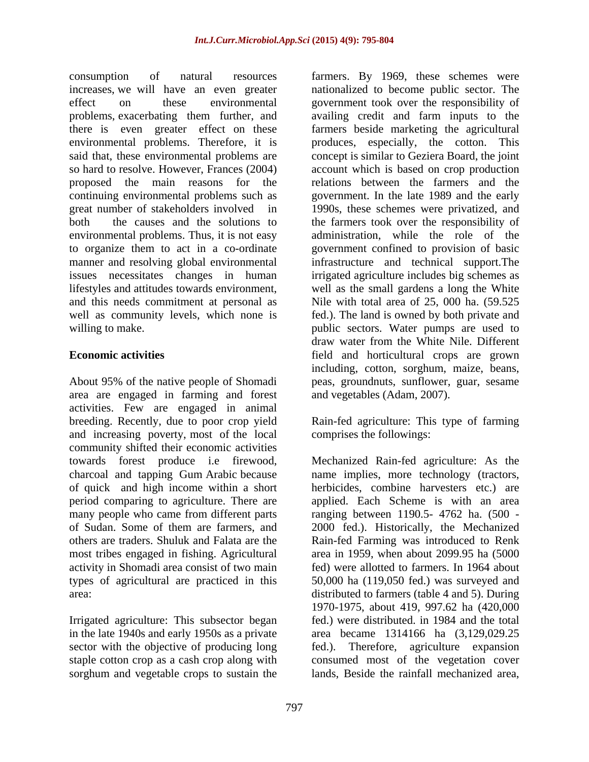consumption of natural resources increases, we will have an even greater effect on these environmental problems, exacerbating them further, and there is even greater effect on these environmental problems. Therefore, it is said that, these environmental problems are so hard to resolve. However, Frances (2004) proposed the main reasons for the continuing environmental problems such as great number of stakeholders involved in both the causes and the solutions to environmental problems. Thus, it is not easy to organize them to act in a co-ordinate manner and resolving global environmental issues necessitates changes in human lifestyles and attitudes towards environment, and this needs commitment at personal as well as community levels, which none is willing to make.

## Economic activities

About 95% of the native people of Shomadi area are engaged in farming and forest activities. Few are engaged in animal breeding. Recently, due to poor crop yield and increasing poverty, most of the local community shifted their economic activities towards forest produce i.e firewood, charcoal and tapping Gum Arabic because of quick and high income within a short period comparing to agriculture. There are many people who came from different parts of Sudan. Some of them are farmers, and others are traders. Shuluk and Falata are the most tribes engaged in fishing. Agricultural activity in Shomadi area consist of two main types of agricultural are practiced in this area:

Irrigated agriculture: This subsector began in the late 1940s and early 1950s as a private sector with the objective of producing long staple cotton crop as a cash crop along with sorghum and vegetable crops to sustain the farmers. By 1969, these schemes were nationalized to become public sector. The government took over the responsibility of availing credit and farm inputs to the farmers beside marketing the agricultural produces, especially, the cotton. This concept is similar to Geziera Board, the joint account which is based on crop production relations between the farmers and the government. In the late 1989 and the early 1990s, these schemes were privatized, and the farmers took over the responsibility of administration, while the role of the government confined to provision of basic infrastructure and technical support.The irrigated agriculture includes big schemes as well as the small gardens a long the White Nile with total area of 25, 000 ha. (59.525 fed.). The land is owned by both private and public sectors. Water pumps are used to draw water from the White Nile. Different field and horticultural crops are grown including, cotton, sorghum, maize, beans, peas, groundnuts, sunflower, guar, sesame and vegetables (Adam, 2007).

Rain-fed agriculture: This type of farming comprises the followings:

Mechanized Rain-fed agriculture: As the name implies, more technology (tractors, herbicides, combine harvesters etc.) are applied. Each Scheme is with an area ranging between 1190.5- 4762 ha. (500 - 2000 fed.). Historically, the Mechanized Rain-fed Farming was introduced to Renk area in 1959, when about 2099.95 ha (5000 fed) were allotted to farmers. In 1964 about 50,000 ha (119,050 fed.) was surveyed and distributed to farmers (table 4 and 5). During 1970-1975, about 419, 997.62 ha (420,000 fed.) were distributed. in 1984 and the total area became 1314166 ha (3,129,029.25 fed.). Therefore, agriculture expansion consumed most of the vegetation cover lands, Beside the rainfall mechanized area,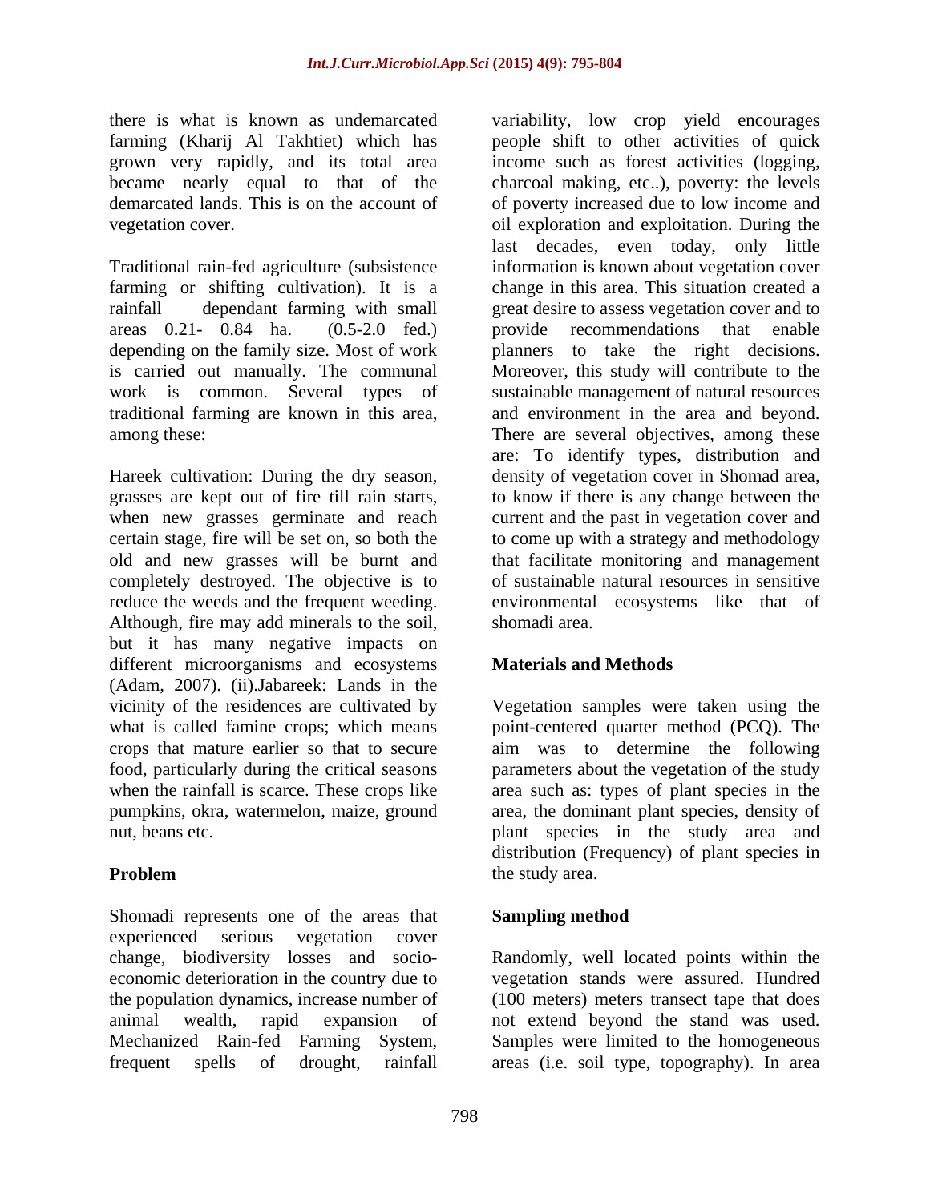there is what is known as undemarcated farming (Kharij Al Takhtiet) which has grown very rapidly, and its total area became nearly equal to that of the demarcated lands. This is on the account of vegetation cover.

Traditional rain-fed agriculture (subsistence farming or shifting cultivation). It is a rainfall dependant farming with small areas 0.21- 0.84 ha. (0.5-2.0 fed.) depending on the family size. Most of work is carried out manually. The communal work is common. Several types of traditional farming are known in this area, among these:

Hareek cultivation: During the dry season, grasses are kept out of fire till rain starts, when new grasses germinate and reach certain stage, fire will be set on, so both the old and new grasses will be burnt and completely destroyed. The objective is to reduce the weeds and the frequent weeding. Although, fire may add minerals to the soil, but it has many negative impacts on different microorganisms and ecosystems (Adam, 2007). (ii).Jabareek: Lands in the vicinity of the residences are cultivated by what is called famine crops; which means crops that mature earlier so that to secure food, particularly during the critical seasons when the rainfall is scarce. These crops like pumpkins, okra, watermelon, maize, ground nut, beans etc.

## Problem

Shomadi represents one of the areas that experienced serious vegetation cover change, biodiversity losses and socio-economic deterioration in the country due to the population dynamics, increase number of animal wealth, rapid expansion of Mechanized Rain-fed Farming System, frequent spells of drought, rainfall variability, low crop yield encourages people shift to other activities of quick income such as forest activities (logging, charcoal making, etc..), poverty: the levels of poverty increased due to low income and oil exploration and exploitation. During the last decades, even today, only little information is known about vegetation cover change in this area. This situation created a great desire to assess vegetation cover and to provide recommendations that enable planners to take the right decisions. Moreover, this study will contribute to the sustainable management of natural resources and environment in the area and beyond. There are several objectives, among these are: To identify types, distribution and density of vegetation cover in Shomad area, to know if there is any change between the current and the past in vegetation cover and to come up with a strategy and methodology that facilitate monitoring and management of sustainable natural resources in sensitive environmental ecosystems like that of shomadi area.

## Materials and Methods

Vegetation samples were taken using the point-centered quarter method (PCQ). The aim was to determine the following parameters about the vegetation of the study area such as: types of plant species in the area, the dominant plant species, density of plant species in the study area and distribution (Frequency) of plant species in the study area.

### Sampling method

Randomly, well located points within the vegetation stands were assured. Hundred (100 meters) meters transect tape that does not extend beyond the stand was used. Samples were limited to the homogeneous areas (i.e. soil type, topography). In area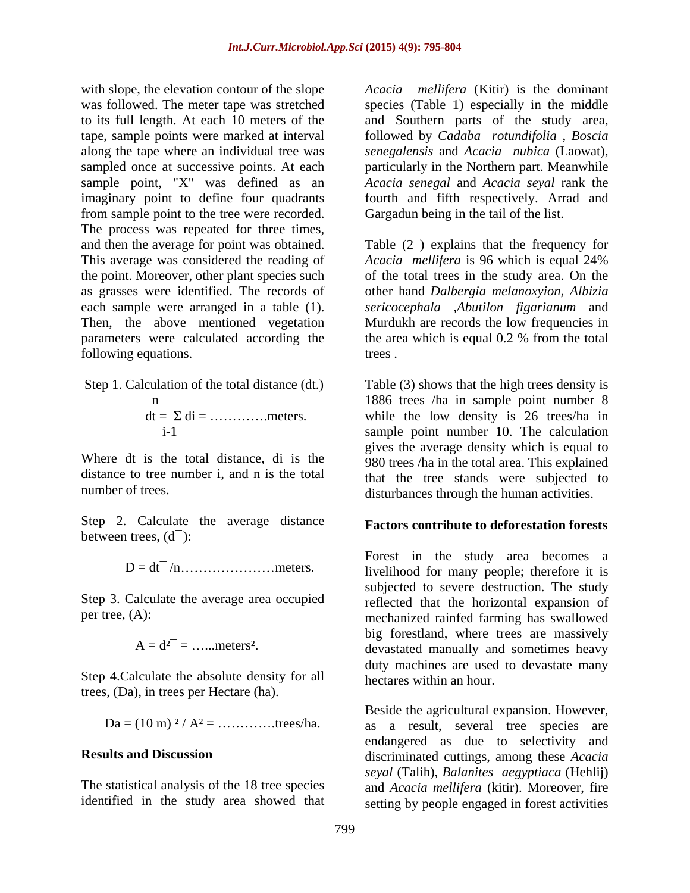with slope, the elevation contour of the slope was followed. The meter tape was stretched to its full length. At each 10 meters of the tape, sample points were marked at interval along the tape where an individual tree was sampled once at successive points. At each sample point, "X" was defined as an imaginary point to define four quadrants from sample point to the tree were recorded. The process was repeated for three times, and then the average for point was obtained. This average was considered the reading of the point. Moreover, other plant species such as grasses were identified. The records of each sample were arranged in a table (1). Then, the above mentioned vegetation parameters were calculated according the following equations.

Step 1. Calculation of the total distance (dt.)

$$dt = \sum_{i-1}^{n} di = \ldots\ldots\ldots\ldots \text{meters.}$$

Where dt is the total distance, di is the distance to tree number i, and n is the total number of trees.

Step 2. Calculate the average distance between trees, $(\bar{d})$:

$$D = \bar{dt} / n \ldots\ldots\ldots\ldots\ldots\ldots\ldots \text{meters.}$$

Step 3. Calculate the average area occupied per tree, (A):

$$A = \bar{d^2} = \ldots\ldots \text{meters}^2.$$

Step 4.Calculate the absolute density for all trees, (Da), in trees per Hectare (ha).

$$Da = (10 \text{ m})^2 / A^2 = \ldots\ldots\ldots\ldots \text{trees/ha.}$$

## Results and Discussion

The statistical analysis of the 18 tree species identified in the study area showed that *Acacia mellifera* (Kitir) is the dominant species (Table 1) especially in the middle and Southern parts of the study area, followed by *Cadaba rotundifolia* , *Boscia senegalensis* and *Acacia nubica* (Laowat), particularly in the Northern part. Meanwhile *Acacia senegal* and *Acacia seyal* rank the fourth and fifth respectively. Arrad and Gargadun being in the tail of the list.

Table (2 ) explains that the frequency for *Acacia mellifera* is 96 which is equal 24% of the total trees in the study area. On the other hand *Dalbergia melanoxyion*, *Albizia sericocephala* ,*Abutilon figarianum* and Murdukh are records the low frequencies in the area which is equal 0.2 % from the total trees .

Table (3) shows that the high trees density is 1886 trees /ha in sample point number 8 while the low density is 26 trees/ha in sample point number 10. The calculation gives the average density which is equal to 980 trees /ha in the total area. This explained that the tree stands were subjected to disturbances through the human activities.

### Factors contribute to deforestation forests

Forest in the study area becomes a livelihood for many people; therefore it is subjected to severe destruction. The study reflected that the horizontal expansion of mechanized rainfed farming has swallowed big forestland, where trees are massively devastated manually and sometimes heavy duty machines are used to devastate many hectares within an hour.

Beside the agricultural expansion. However, as a result, several tree species are endangered as due to selectivity and discriminated cuttings, among these *Acacia seyal* (Talih), *Balanites aegyptiaca* (Hehlij) and *Acacia mellifera* (kitir). Moreover, fire setting by people engaged in forest activities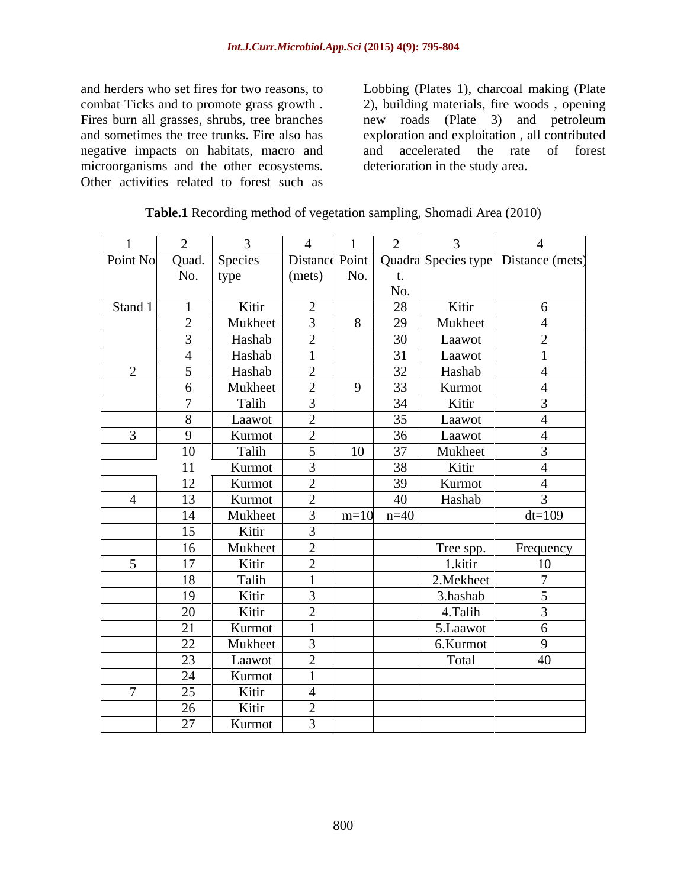and herders who set fires for two reasons, to combat Ticks and to promote grass growth . Fires burn all grasses, shrubs, tree branches and sometimes the tree trunks. Fire also has negative impacts on habitats, macro and microorganisms and the other ecosystems. Other activities related to forest such as Lobbing (Plates 1), charcoal making (Plate 2), building materials, fire woods , opening new roads (Plate 3) and petroleum exploration and exploitation , all contributed and accelerated the rate of forest deterioration in the study area.

**Table.1** Recording method of vegetation sampling, Shomadi Area (2010)

| 1 | 2 | 3 | 4 | 1 | 2 | 3 | 4 |
|---|---|---|---|---|---|---|---|
| Point No | Quad. No. | Species type | Distance (mets) | Point No. | Quadrat. No. | Species type | Distance (mets) |
| Stand 1 | 1 | Kitir | 2 | | 28 | Kitir | 6 |
| | 2 | Mukheet | 3 | 8 | 29 | Mukheet | 4 |
| | 3 | Hashab | 2 | | 30 | Laawot | 2 |
| | 4 | Hashab | 1 | | 31 | Laawot | 1 |
| 2 | 5 | Hashab | 2 | | 32 | Hashab | 4 |
| | 6 | Mukheet | 2 | 9 | 33 | Kurmot | 4 |
| | 7 | Talih | 3 | | 34 | Kitir | 3 |
| | 8 | Laawot | 2 | | 35 | Laawot | 4 |
| 3 | 9 | Kurmot | 2 | | 36 | Laawot | 4 |
| | 10 | Talih | 5 | 10 | 37 | Mukheet | 3 |
| | 11 | Kurmot | 3 | | 38 | Kitir | 4 |
| | 12 | Kurmot | 2 | | 39 | Kurmot | 4 |
| 4 | 13 | Kurmot | 2 | | 40 | Hashab | 3 |
| | 14 | Mukheet | 3 | m=10 | n=40 | | dt=109 |
| | 15 | Kitir | 3 | | | | |
| | 16 | Mukheet | 2 | | | Tree spp. | Frequency |
| 5 | 17 | Kitir | 2 | | | 1.kitir | 10 |
| | 18 | Talih | 1 | | | 2.Mekheet | 7 |
| | 19 | Kitir | 3 | | | 3.hashab | 5 |
| | 20 | Kitir | 2 | | | 4.Talih | 3 |
| | 21 | Kurmot | 1 | | | 5.Laawot | 6 |
| | 22 | Mukheet | 3 | | | 6.Kurmot | 9 |
| | 23 | Laawot | 2 | | | Total | 40 |
| | 24 | Kurmot | 1 | | | | |
| 7 | 25 | Kitir | 4 | | | | |
| | 26 | Kitir | 2 | | | | |
| | 27 | Kurmot | 3 | | | | |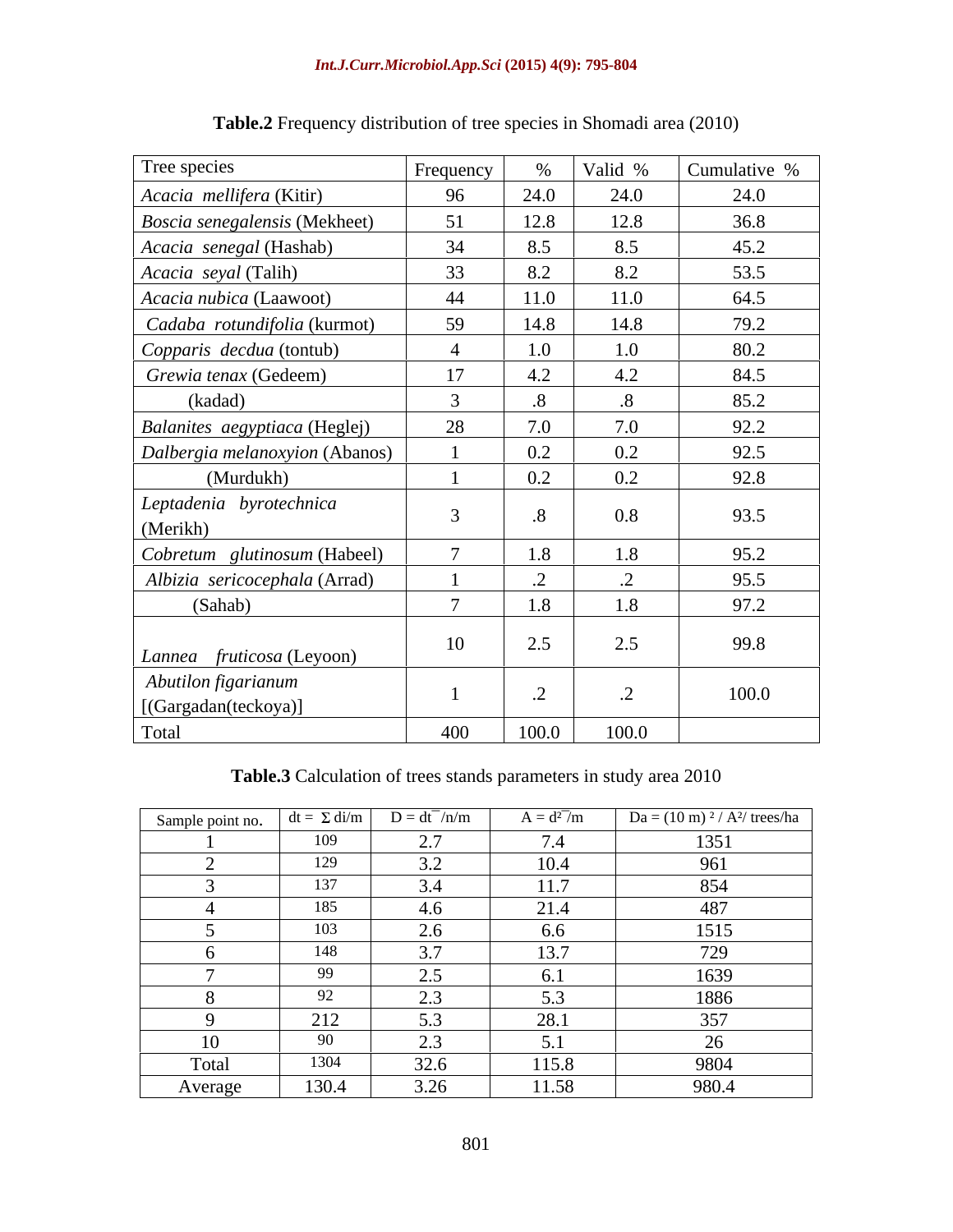**Table.2** Frequency distribution of tree species in Shomadi area (2010)

| Tree species | Frequency | % | Valid % | Cumulative % |
|---|---|---|---|---|
| *Acacia mellifera* (Kitir) | 96 | 24.0 | 24.0 | 24.0 |
| *Boscia senegalensis* (Mekheet) | 51 | 12.8 | 12.8 | 36.8 |
| *Acacia senegal* (Hashab) | 34 | 8.5 | 8.5 | 45.2 |
| *Acacia seyal* (Talih) | 33 | 8.2 | 8.2 | 53.5 |
| *Acacia nubica* (Laawoot) | 44 | 11.0 | 11.0 | 64.5 |
| *Cadaba rotundifolia* (kurmot) | 59 | 14.8 | 14.8 | 79.2 |
| *Copparis decdua* (tontub) | 4 | 1.0 | 1.0 | 80.2 |
| *Grewia tenax* (Gedeem) | 17 | 4.2 | 4.2 | 84.5 |
| (kadad) | 3 | .8 | .8 | 85.2 |
| *Balanites aegyptiaca* (Heglej) | 28 | 7.0 | 7.0 | 92.2 |
| *Dalbergia melanoxyion* (Abanos) | 1 | 0.2 | 0.2 | 92.5 |
| (Murdukh) | 1 | 0.2 | 0.2 | 92.8 |
| *Leptadenia byrotechnica* (Merikh) | 3 | .8 | 0.8 | 93.5 |
| *Cobretum glutinosum* (Habeel) | 7 | 1.8 | 1.8 | 95.2 |
| *Albizia sericocephala* (Arrad) | 1 | .2 | .2 | 95.5 |
| (Sahab) | 7 | 1.8 | 1.8 | 97.2 |
| *Lannea fruticosa* (Leyoon) | 10 | 2.5 | 2.5 | 99.8 |
| *Abutilon figarianum* [(Gargadan(teckoya)] | 1 | .2 | .2 | 100.0 |
| Total | 400 | 100.0 | 100.0 | |

**Table.3** Calculation of trees stands parameters in study area 2010

| Sample point no. | dt = Σ di/m | D = dt¯/n/m | A = d²¯/m | Da = (10 m) ² / A²/ trees/ha |
|---|---|---|---|---|
| 1 | 109 | 2.7 | 7.4 | 1351 |
| 2 | 129 | 3.2 | 10.4 | 961 |
| 3 | 137 | 3.4 | 11.7 | 854 |
| 4 | 185 | 4.6 | 21.4 | 487 |
| 5 | 103 | 2.6 | 6.6 | 1515 |
| 6 | 148 | 3.7 | 13.7 | 729 |
| 7 | 99 | 2.5 | 6.1 | 1639 |
| 8 | 92 | 2.3 | 5.3 | 1886 |
| 9 | 212 | 5.3 | 28.1 | 357 |
| 10 | 90 | 2.3 | 5.1 | 26 |
| Total | 1304 | 32.6 | 115.8 | 9804 |
| Average | 130.4 | 3.26 | 11.58 | 980.4 |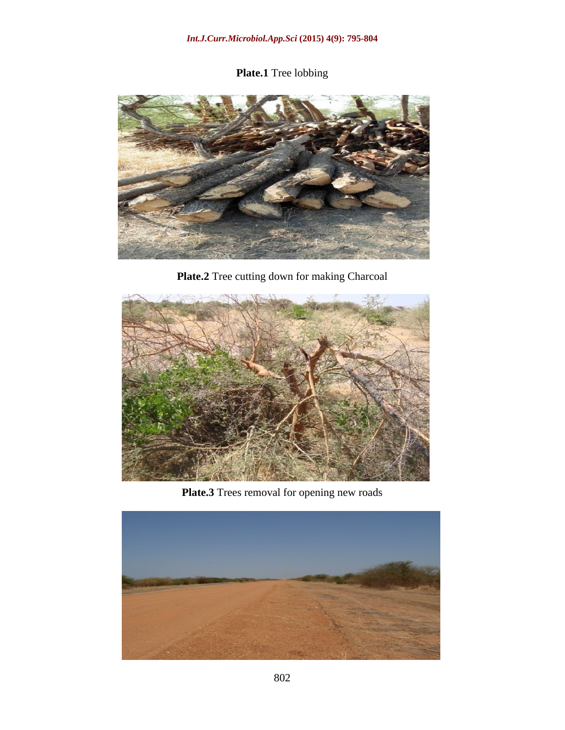**Plate.1** Tree lobbing

**Plate.2** Tree cutting down for making Charcoal

**Plate.3** Trees removal for opening new roads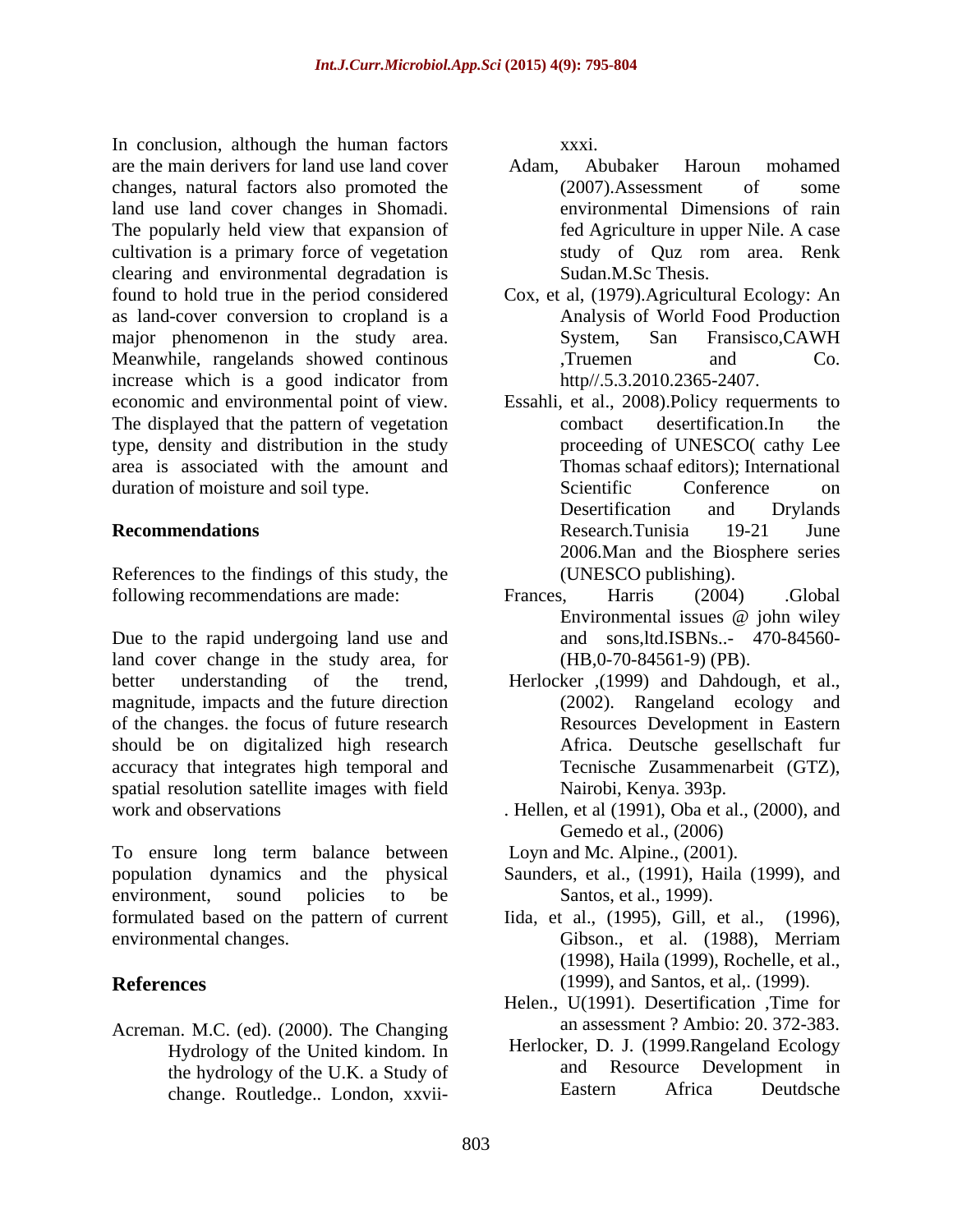In conclusion, although the human factors are the main derivers for land use land cover changes, natural factors also promoted the land use land cover changes in Shomadi. The popularly held view that expansion of cultivation is a primary force of vegetation clearing and environmental degradation is found to hold true in the period considered as land-cover conversion to cropland is a major phenomenon in the study area. Meanwhile, rangelands showed continous increase which is a good indicator from economic and environmental point of view. The displayed that the pattern of vegetation type, density and distribution in the study area is associated with the amount and duration of moisture and soil type.

## Recommendations

References to the findings of this study, the following recommendations are made:

Due to the rapid undergoing land use and land cover change in the study area, for better understanding of the trend, magnitude, impacts and the future direction of the changes. the focus of future research should be on digitalized high research accuracy that integrates high temporal and spatial resolution satellite images with field work and observations

To ensure long term balance between population dynamics and the physical environment, sound policies to be formulated based on the pattern of current environmental changes.

## References

Acreman. M.C. (ed). (2000). The Changing Hydrology of the United kindom. In the hydrology of the U.K. a Study of change. Routledge.. London, xxvii-xxxi.

Adam, Abubaker Haroun mohamed (2007).Assessment of some environmental Dimensions of rain fed Agriculture in upper Nile. A case study of Quz rom area. Renk Sudan.M.Sc Thesis.

Cox, et al, (1979).Agricultural Ecology: An Analysis of World Food Production System, San Fransisco,CAWH ,Truemen and Co. http//.5.3.2010.2365-2407.

Essahli, et al., 2008).Policy requerments to combact desertification.In the proceeding of UNESCO( cathy Lee Thomas schaaf editors); International Scientific Conference on Desertification and Drylands Research.Tunisia 19-21 June 2006.Man and the Biosphere series (UNESCO publishing).

Frances, Harris (2004) .Global Environmental issues @ john wiley and sons,ltd.ISBNs..- 470-84560-(HB,0-70-84561-9) (PB).

Herlocker ,(1999) and Dahdough, et al., (2002). Rangeland ecology and Resources Development in Eastern Africa. Deutsche gesellschaft fur Tecnische Zusammenarbeit (GTZ), Nairobi, Kenya. 393p.

. Hellen, et al (1991), Oba et al., (2000), and Gemedo et al., (2006)

Loyn and Mc. Alpine., (2001).

Saunders, et al., (1991), Haila (1999), and Santos, et al., 1999).

Iida, et al., (1995), Gill, et al., (1996), Gibson., et al. (1988), Merriam (1998), Haila (1999), Rochelle, et al., (1999), and Santos, et al,. (1999).

Helen., U(1991). Desertification ,Time for an assessment ? Ambio: 20. 372-383.

Herlocker, D. J. (1999.Rangeland Ecology and Resource Development in Eastern Africa Deutdsche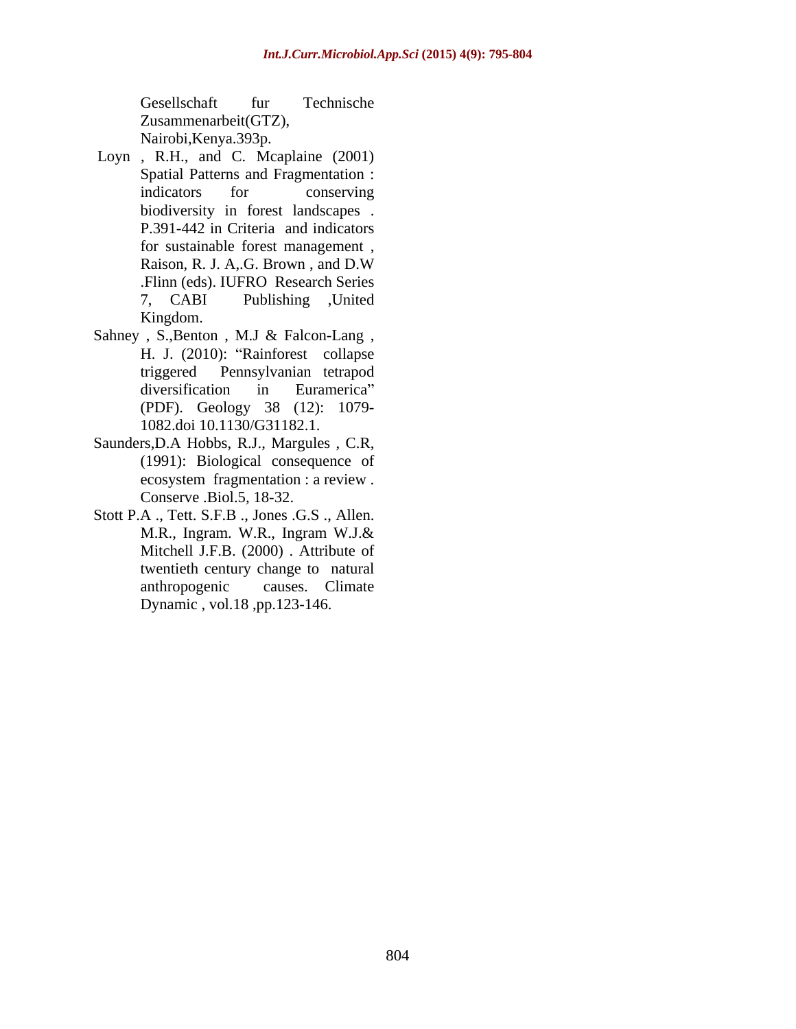Gesellschaft fur Technische Zusammenarbeit(GTZ), Nairobi,Kenya.393p.

Loyn , R.H., and C. Mcaplaine (2001) Spatial Patterns and Fragmentation : indicators for conserving biodiversity in forest landscapes . P.391-442 in Criteria and indicators for sustainable forest management , Raison, R. J. A,.G. Brown , and D.W .Flinn (eds). IUFRO Research Series 7, CABI Publishing ,United Kingdom.

Sahney , S.,Benton , M.J & Falcon-Lang , H. J. (2010): "Rainforest collapse triggered Pennsylvanian tetrapod diversification in Euramerica" (PDF). Geology 38 (12): 1079-1082.doi 10.1130/G31182.1.

Saunders,D.A Hobbs, R.J., Margules , C.R, (1991): Biological consequence of ecosystem fragmentation : a review . Conserve .Biol.5, 18-32.

Stott P.A ., Tett. S.F.B ., Jones .G.S ., Allen. M.R., Ingram. W.R., Ingram W.J.& Mitchell J.F.B. (2000) . Attribute of twentieth century change to natural anthropogenic causes. Climate Dynamic , vol.18 ,pp.123-146.